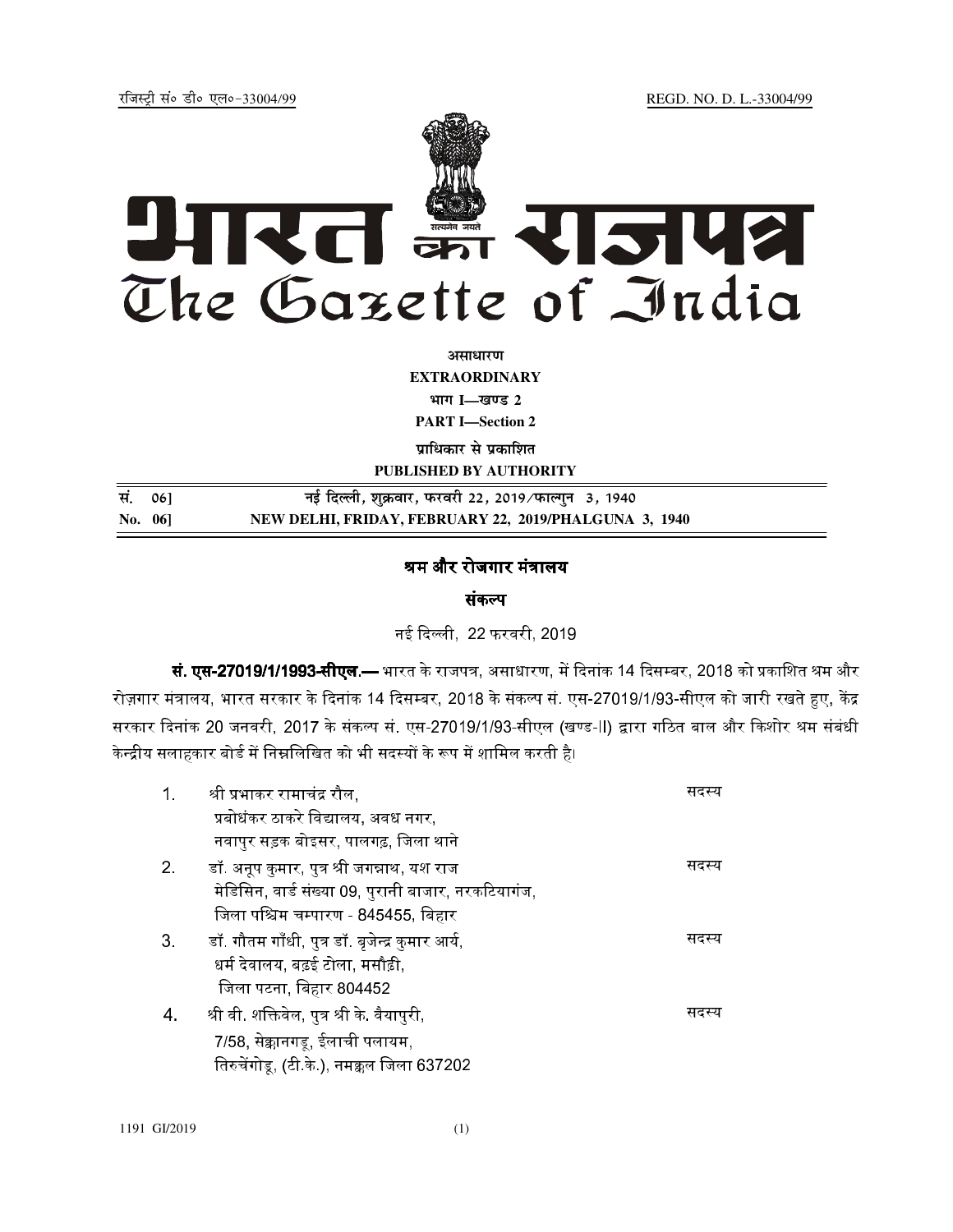रजिस्ट्री सं० डी० एल०-33004/99 REGD. NO. D. L.-33004/99

# भारत का राजपत्र
# The Gazette of India

**असाधारण**

**EXTRAORDINARY**

**भाग I—खण्ड 2**

**PART I—Section 2**

**प्राधिकार से प्रकाशित**

**PUBLISHED BY AUTHORITY**

| सं. 06] | नई दिल्ली, शुक्रवार, फरवरी 22, 2019/फाल्गुन 3, 1940 |
|---|---|
| **No. 06]** | **NEW DELHI, FRIDAY, FEBRUARY 22, 2019/PHALGUNA 3, 1940** |

## श्रम और रोजगार मंत्रालय

### संकल्प

नई दिल्ली, 22 फरवरी, 2019

**सं. एस-27019/1/1993-सीएल.—** भारत के राजपत्र, असाधारण, में दिनांक 14 दिसम्बर, 2018 को प्रकाशित श्रम और रोज़गार मंत्रालय, भारत सरकार के दिनांक 14 दिसम्बर, 2018 के संकल्प सं. एस-27019/1/93-सीएल को जारी रखते हुए, केंद्र सरकार दिनांक 20 जनवरी, 2017 के संकल्प सं. एस-27019/1/93-सीएल (खण्ड-II) द्वारा गठित बाल और किशोर श्रम संबंधी केन्द्रीय सलाहकार बोर्ड में निम्नलिखित को भी सदस्यों के रूप में शामिल करती है।

| | | |
|---|---|---|
| 1. | श्री प्रभाकर रामाचंद्र रौल,<br>प्रबोधंकर ठाकरे विद्यालय, अवध नगर,<br>नवापुर सड़क बोइसर, पालगढ़, जिला थाने | सदस्य |
| 2. | डॉ. अनूप कुमार, पुत्र श्री जगन्नाथ, यश राज<br>मेडिसिन, वार्ड संख्या 09, पुरानी बाजार, नरकटियागंज,<br>जिला पश्चिम चम्पारण - 845455, बिहार | सदस्य |
| 3. | डॉ. गौतम गाँधी, पुत्र डॉ. बृजेन्द्र कुमार आर्य,<br>धर्म देवालय, बढ़ई टोला, मसौढ़ी,<br>जिला पटना, बिहार 804452 | सदस्य |
| 4. | श्री वी. शक्तिवेल, पुत्र श्री के. वैयापुरी,<br>7/58, सेक्कानगडू, ईलाची पलायम,<br>तिरुचेंगोडू, (टी.के.), नमक्कल जिला 637202 | सदस्य |

1191 GI/2019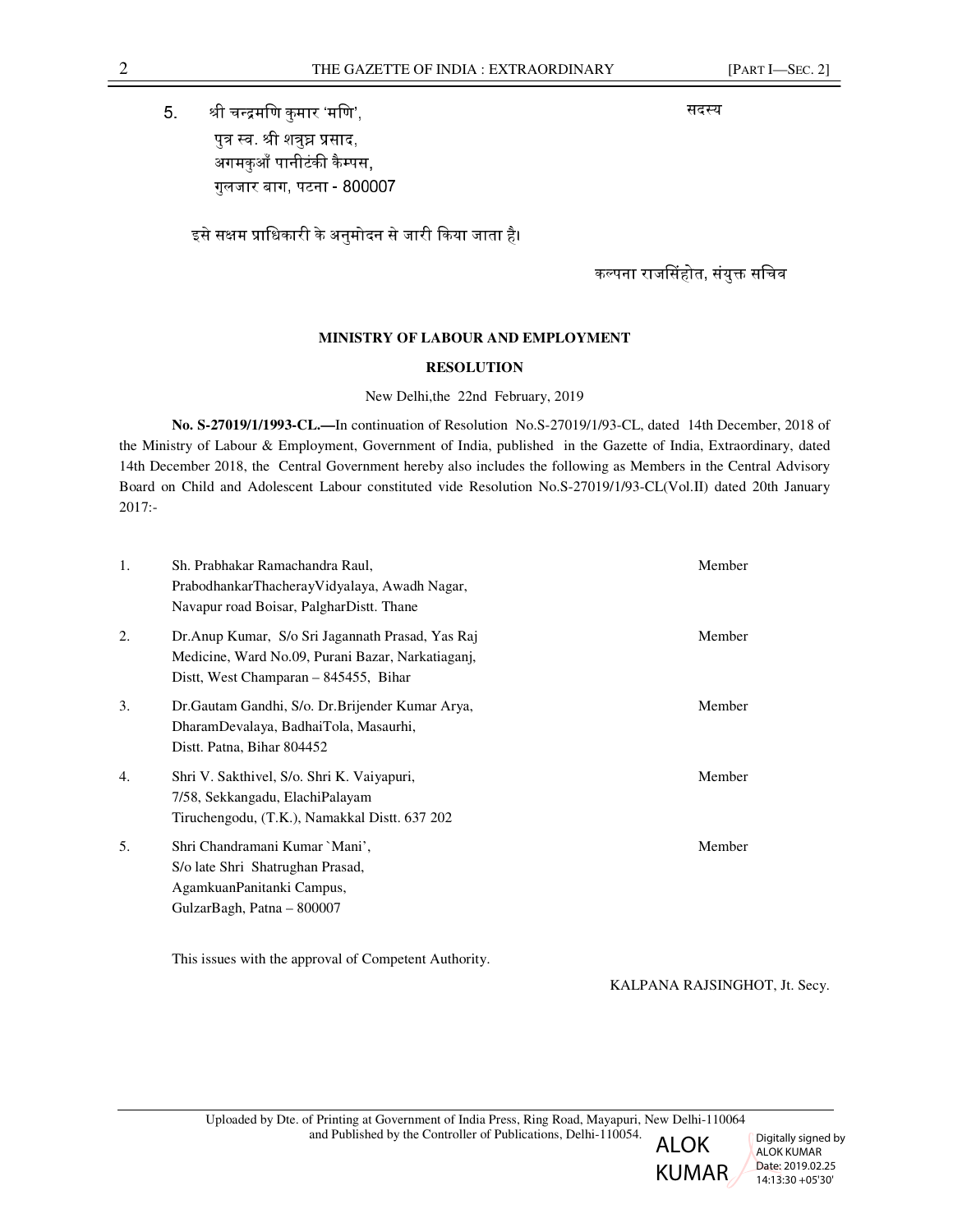5. श्री चन्द्रमणि कुमार 'मणि', सदस्य
पुत्र स्व. श्री शत्रुघ्न प्रसाद,
अगमकुआँ पानीटंकी कैम्पस,
गुलजार बाग, पटना - 800007

इसे सक्षम प्राधिकारी के अनुमोदन से जारी किया जाता है।

कल्पना राजसिंहोत, संयुक्त सचिव

**MINISTRY OF LABOUR AND EMPLOYMENT**

**RESOLUTION**

New Delhi,the 22nd February, 2019

**No. S-27019/1/1993-CL.—**In continuation of Resolution No.S-27019/1/93-CL, dated 14th December, 2018 of the Ministry of Labour & Employment, Government of India, published in the Gazette of India, Extraordinary, dated 14th December 2018, the Central Government hereby also includes the following as Members in the Central Advisory Board on Child and Adolescent Labour constituted vide Resolution No.S-27019/1/93-CL(Vol.II) dated 20th January 2017:-

| | | |
|---|---|---|
| 1. | Sh. Prabhakar Ramachandra Raul, PrabodhankarThacherayVidyalaya, Awadh Nagar, Navapur road Boisar, PalgharDistt. Thane | Member |
| 2. | Dr.Anup Kumar, S/o Sri Jagannath Prasad, Yas Raj Medicine, Ward No.09, Purani Bazar, Narkatiaganj, Distt, West Champaran – 845455, Bihar | Member |
| 3. | Dr.Gautam Gandhi, S/o. Dr.Brijender Kumar Arya, DharamDevalaya, BadhaiTola, Masaurhi, Distt. Patna, Bihar 804452 | Member |
| 4. | Shri V. Sakthivel, S/o. Shri K. Vaiyapuri, 7/58, Sekkangadu, ElachiPalayam Tiruchengodu, (T.K.), Namakkal Distt. 637 202 | Member |
| 5. | Shri Chandramani Kumar `Mani', S/o late Shri Shatrughan Prasad, AgamkuanPanitanki Campus, GulzarBagh, Patna – 800007 | Member |

This issues with the approval of Competent Authority.

KALPANA RAJSINGHOT, Jt. Secy.

Uploaded by Dte. of Printing at Government of India Press, Ring Road, Mayapuri, New Delhi-110064 and Published by the Controller of Publications, Delhi-110054.

ALOK KUMAR

Digitally signed by ALOK KUMAR
Date: 2019.02.25 14:13:30 +05'30'